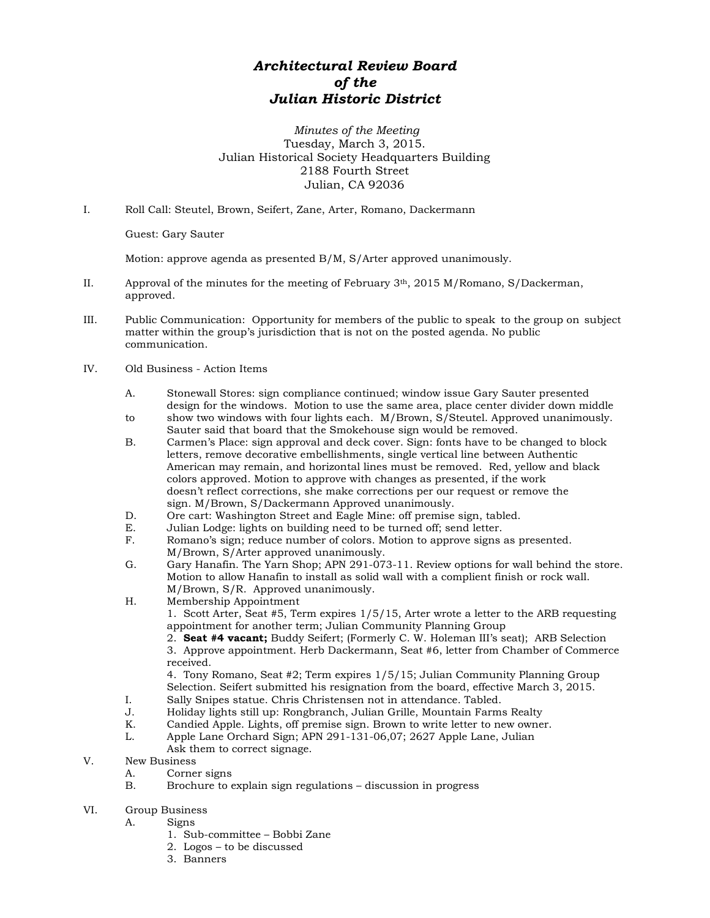# *Architectural Review Board of the Julian Historic District*

*Minutes of the Meeting*
Tuesday, March 3, 2015.
Julian Historical Society Headquarters Building
2188 Fourth Street
Julian, CA 92036

I. Roll Call: Steutel, Brown, Seifert, Zane, Arter, Romano, Dackermann

Guest: Gary Sauter

Motion: approve agenda as presented B/M, S/Arter approved unanimously.

II. Approval of the minutes for the meeting of February 3th, 2015 M/Romano, S/Dackerman, approved.

III. Public Communication: Opportunity for members of the public to speak to the group on subject matter within the group's jurisdiction that is not on the posted agenda. No public communication.

IV. Old Business - Action Items

A. Stonewall Stores: sign compliance continued; window issue Gary Sauter presented design for the windows. Motion to use the same area, place center divider down middle to show two windows with four lights each. M/Brown, S/Steutel. Approved unanimously. Sauter said that board that the Smokehouse sign would be removed.

B. Carmen's Place: sign approval and deck cover. Sign: fonts have to be changed to block letters, remove decorative embellishments, single vertical line between Authentic American may remain, and horizontal lines must be removed. Red, yellow and black colors approved. Motion to approve with changes as presented, if the work doesn't reflect corrections, she make corrections per our request or remove the sign. M/Brown, S/Dackermann Approved unanimously.

D. Ore cart: Washington Street and Eagle Mine: off premise sign, tabled.

E. Julian Lodge: lights on building need to be turned off; send letter.

F. Romano's sign; reduce number of colors. Motion to approve signs as presented. M/Brown, S/Arter approved unanimously.

G. Gary Hanafin. The Yarn Shop; APN 291-073-11. Review options for wall behind the store. Motion to allow Hanafin to install as solid wall with a complient finish or rock wall. M/Brown, S/R. Approved unanimously.

H. Membership Appointment
1. Scott Arter, Seat #5, Term expires 1/5/15, Arter wrote a letter to the ARB requesting appointment for another term; Julian Community Planning Group
2. **Seat #4 vacant;** Buddy Seifert; (Formerly C. W. Holeman III's seat); ARB Selection
3. Approve appointment. Herb Dackermann, Seat #6, letter from Chamber of Commerce received.
4. Tony Romano, Seat #2; Term expires 1/5/15; Julian Community Planning Group Selection. Seifert submitted his resignation from the board, effective March 3, 2015.

I. Sally Snipes statue. Chris Christensen not in attendance. Tabled.

J. Holiday lights still up: Rongbranch, Julian Grille, Mountain Farms Realty

K. Candied Apple. Lights, off premise sign. Brown to write letter to new owner.

L. Apple Lane Orchard Sign; APN 291-131-06,07; 2627 Apple Lane, Julian
Ask them to correct signage.

V. New Business
A. Corner signs
B. Brochure to explain sign regulations – discussion in progress

VI. Group Business
A. Signs
1. Sub-committee – Bobbi Zane
2. Logos – to be discussed
3. Banners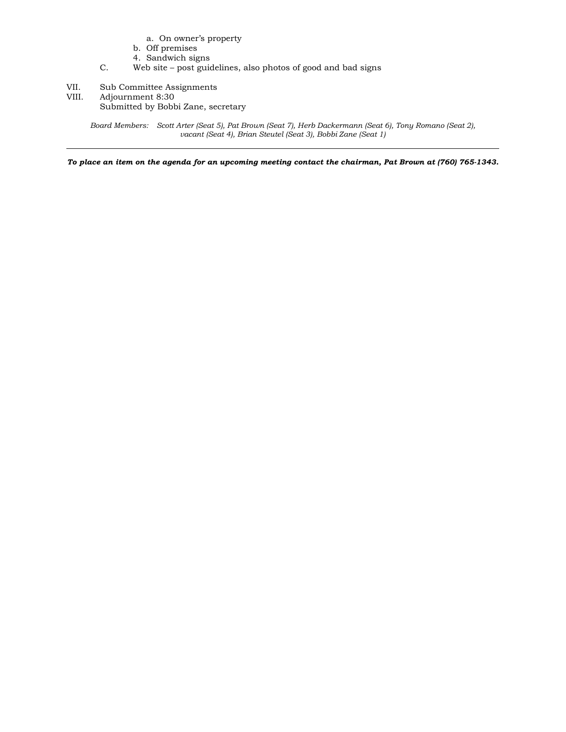a. On owner's property

b. Off premises

4. Sandwich signs

C. Web site – post guidelines, also photos of good and bad signs

VII. Sub Committee Assignments

VIII. Adjournment 8:30

Submitted by Bobbi Zane, secretary

*Board Members: Scott Arter (Seat 5), Pat Brown (Seat 7), Herb Dackermann (Seat 6), Tony Romano (Seat 2), vacant (Seat 4), Brian Steutel (Seat 3), Bobbi Zane (Seat 1)*

---

***To place an item on the agenda for an upcoming meeting contact the chairman, Pat Brown at (760) 765-1343.***